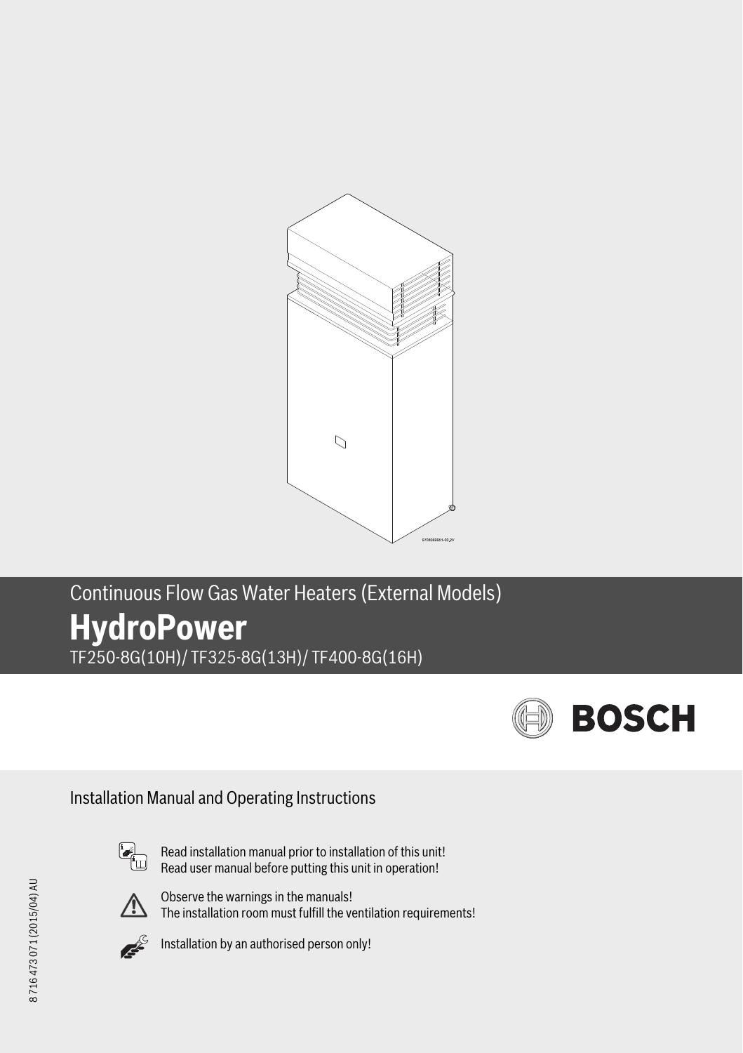Continuous Flow Gas Water Heaters (External Models)

# HydroPower

TF250-8G(10H)/ TF325-8G(13H)/ TF400-8G(16H)

BOSCH

## Installation Manual and Operating Instructions

Read installation manual prior to installation of this unit!
Read user manual before putting this unit in operation!

Observe the warnings in the manuals!
The installation room must fulfill the ventilation requirements!

Installation by an authorised person only!

8 716 473 07 1 (2015/04) AU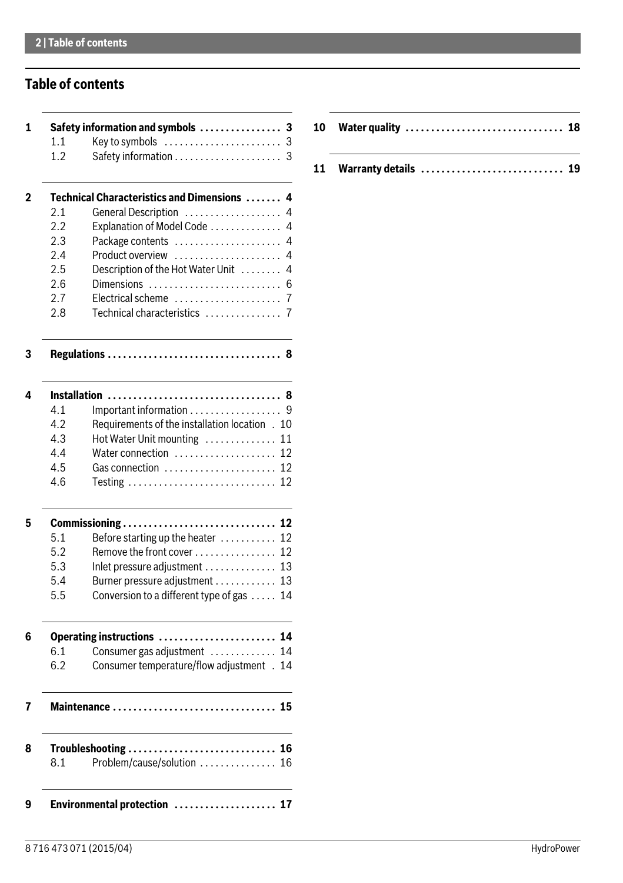## Table of contents

**1 Safety information and symbols . . . . . . . . . . . . . . . . 3**

1.1 Key to symbols . . . . . . . . . . . . . . . . . . . . . . 3

1.2 Safety information . . . . . . . . . . . . . . . . . . . . 3

**2 Technical Characteristics and Dimensions . . . . . . . 4**

2.1 General Description . . . . . . . . . . . . . . . . . . 4

2.2 Explanation of Model Code . . . . . . . . . . . . . 4

2.3 Package contents . . . . . . . . . . . . . . . . . . . . 4

2.4 Product overview . . . . . . . . . . . . . . . . . . . . 4

2.5 Description of the Hot Water Unit . . . . . . . . 4

2.6 Dimensions . . . . . . . . . . . . . . . . . . . . . . . . . 6

2.7 Electrical scheme . . . . . . . . . . . . . . . . . . . . 7

2.8 Technical characteristics . . . . . . . . . . . . . . 7

**3 Regulations . . . . . . . . . . . . . . . . . . . . . . . . . . . . . . . . 8**

**4 Installation . . . . . . . . . . . . . . . . . . . . . . . . . . . . . . . . 8**

4.1 Important information . . . . . . . . . . . . . . . . . 9

4.2 Requirements of the installation location . 10

4.3 Hot Water Unit mounting . . . . . . . . . . . . . 11

4.4 Water connection . . . . . . . . . . . . . . . . . . . 12

4.5 Gas connection . . . . . . . . . . . . . . . . . . . . . 12

4.6 Testing . . . . . . . . . . . . . . . . . . . . . . . . . . . . 12

**5 Commissioning . . . . . . . . . . . . . . . . . . . . . . . . . . . . 12**

5.1 Before starting up the heater . . . . . . . . . . 12

5.2 Remove the front cover . . . . . . . . . . . . . . . 12

5.3 Inlet pressure adjustment . . . . . . . . . . . . . 13

5.4 Burner pressure adjustment . . . . . . . . . . . 13

5.5 Conversion to a different type of gas . . . . . 14

**6 Operating instructions . . . . . . . . . . . . . . . . . . . . . . 14**

6.1 Consumer gas adjustment . . . . . . . . . . . . 14

6.2 Consumer temperature/flow adjustment . 14

**7 Maintenance . . . . . . . . . . . . . . . . . . . . . . . . . . . . . . 15**

**8 Troubleshooting . . . . . . . . . . . . . . . . . . . . . . . . . . . 16**

8.1 Problem/cause/solution . . . . . . . . . . . . . . 16

**9 Environmental protection . . . . . . . . . . . . . . . . . . . 17**

**10 Water quality . . . . . . . . . . . . . . . . . . . . . . . . . . . . . . 18**

**11 Warranty details . . . . . . . . . . . . . . . . . . . . . . . . . . . 19**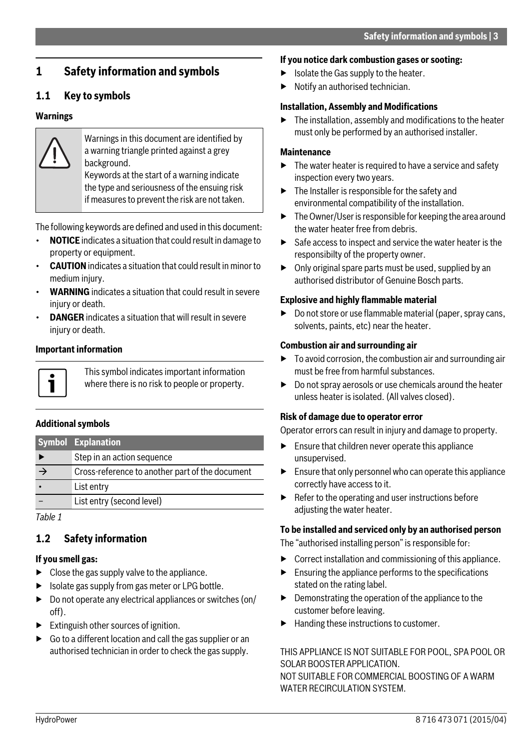# 1 Safety information and symbols

## 1.1 Key to symbols

### Warnings

Warnings in this document are identified by a warning triangle printed against a grey background.
Keywords at the start of a warning indicate the type and seriousness of the ensuing risk if measures to prevent the risk are not taken.

The following keywords are defined and used in this document:

- **NOTICE** indicates a situation that could result in damage to property or equipment.
- **CAUTION** indicates a situation that could result in minor to medium injury.
- **WARNING** indicates a situation that could result in severe injury or death.
- **DANGER** indicates a situation that will result in severe injury or death.

### Important information

This symbol indicates important information where there is no risk to people or property.

### Additional symbols

| Symbol | Explanation |
| --- | --- |
| ▶ | Step in an action sequence |
| → | Cross-reference to another part of the document |
| • | List entry |
| – | List entry (second level) |

*Table 1*

## 1.2 Safety information

**If you smell gas:**

- ▶ Close the gas supply valve to the appliance.
- ▶ Isolate gas supply from gas meter or LPG bottle.
- ▶ Do not operate any electrical appliances or switches (on/off).
- ▶ Extinguish other sources of ignition.
- ▶ Go to a different location and call the gas supplier or an authorised technician in order to check the gas supply.

**If you notice dark combustion gases or sooting:**

- ▶ Isolate the Gas supply to the heater.
- ▶ Notify an authorised technician.

**Installation, Assembly and Modifications**

- ▶ The installation, assembly and modifications to the heater must only be performed by an authorised installer.

**Maintenance**

- ▶ The water heater is required to have a service and safety inspection every two years.
- ▶ The Installer is responsible for the safety and environmental compatibility of the installation.
- ▶ The Owner/User is responsible for keeping the area around the water heater free from debris.
- ▶ Safe access to inspect and service the water heater is the responsibilty of the property owner.
- ▶ Only original spare parts must be used, supplied by an authorised distributor of Genuine Bosch parts.

**Explosive and highly flammable material**

- ▶ Do not store or use flammable material (paper, spray cans, solvents, paints, etc) near the heater.

**Combustion air and surrounding air**

- ▶ To avoid corrosion, the combustion air and surrounding air must be free from harmful substances.
- ▶ Do not spray aerosols or use chemicals around the heater unless heater is isolated. (All valves closed).

**Risk of damage due to operator error**

Operator errors can result in injury and damage to property.

- ▶ Ensure that children never operate this appliance unsupervised.
- ▶ Ensure that only personnel who can operate this appliance correctly have access to it.
- ▶ Refer to the operating and user instructions before adjusting the water heater.

**To be installed and serviced only by an authorised person**

The "authorised installing person" is responsible for:

- ▶ Correct installation and commissioning of this appliance.
- ▶ Ensuring the appliance performs to the specifications stated on the rating label.
- ▶ Demonstrating the operation of the appliance to the customer before leaving.
- ▶ Handing these instructions to customer.

THIS APPLIANCE IS NOT SUITABLE FOR POOL, SPA POOL OR SOLAR BOOSTER APPLICATION.
NOT SUITABLE FOR COMMERCIAL BOOSTING OF A WARM WATER RECIRCULATION SYSTEM.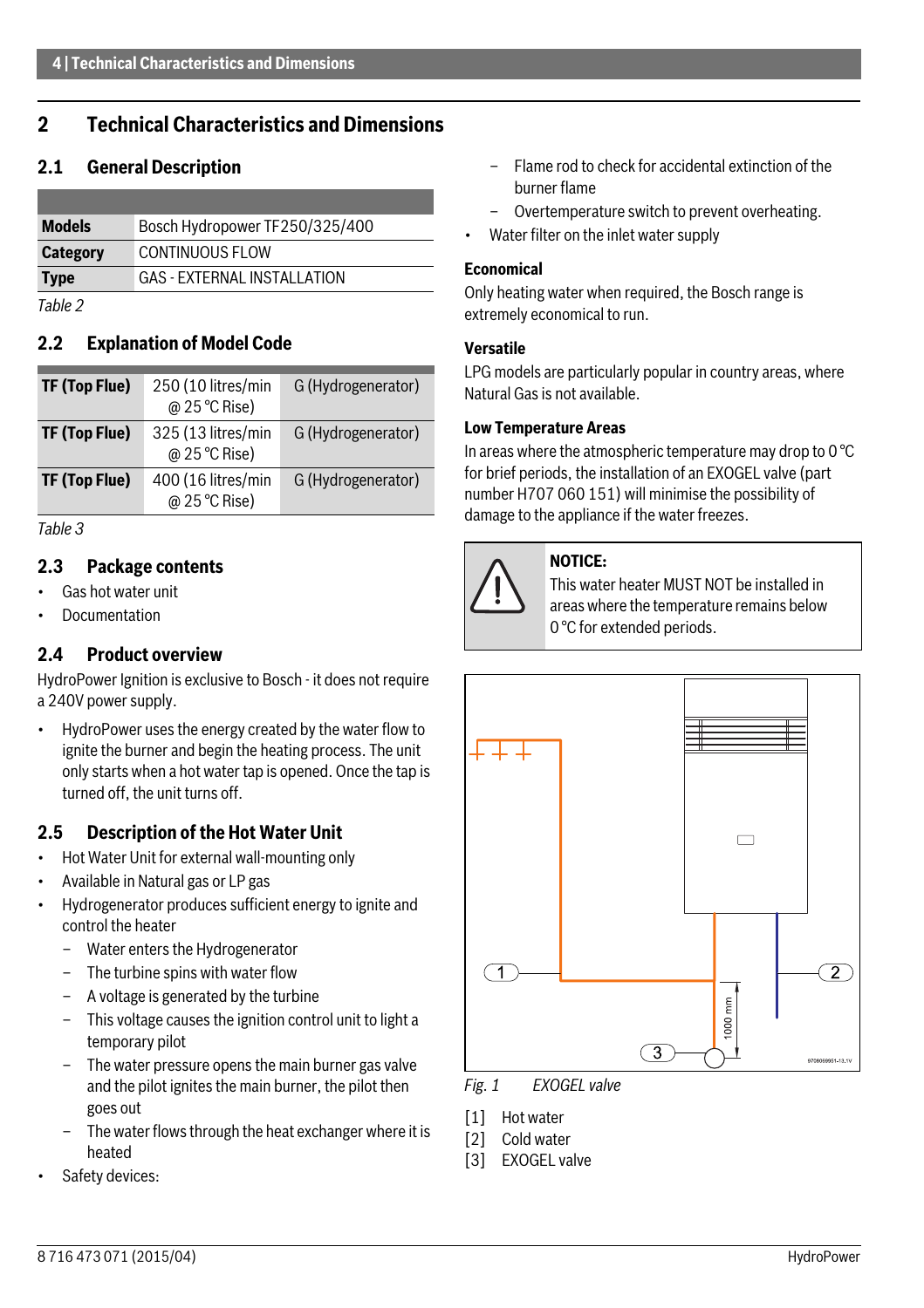## 2 Technical Characteristics and Dimensions

### 2.1 General Description

| | |
|---|---|
| **Models** | Bosch Hydropower TF250/325/400 |
| **Category** | CONTINUOUS FLOW |
| **Type** | GAS - EXTERNAL INSTALLATION |

*Table 2*

### 2.2 Explanation of Model Code

| | | |
|---|---|---|
| **TF (Top Flue)** | 250 (10 litres/min @ 25 °C Rise) | G (Hydrogenerator) |
| **TF (Top Flue)** | 325 (13 litres/min @ 25 °C Rise) | G (Hydrogenerator) |
| **TF (Top Flue)** | 400 (16 litres/min @ 25 °C Rise) | G (Hydrogenerator) |

*Table 3*

### 2.3 Package contents

- Gas hot water unit
- Documentation

### 2.4 Product overview

HydroPower Ignition is exclusive to Bosch - it does not require a 240V power supply.

- HydroPower uses the energy created by the water flow to ignite the burner and begin the heating process. The unit only starts when a hot water tap is opened. Once the tap is turned off, the unit turns off.

### 2.5 Description of the Hot Water Unit

- Hot Water Unit for external wall-mounting only
- Available in Natural gas or LP gas
- Hydrogenerator produces sufficient energy to ignite and control the heater
  - Water enters the Hydrogenerator
  - The turbine spins with water flow
  - A voltage is generated by the turbine
  - This voltage causes the ignition control unit to light a temporary pilot
  - The water pressure opens the main burner gas valve and the pilot ignites the main burner, the pilot then goes out
  - The water flows through the heat exchanger where it is heated
- Safety devices:
  - Flame rod to check for accidental extinction of the burner flame
  - Overtemperature switch to prevent overheating.
- Water filter on the inlet water supply

**Economical**

Only heating water when required, the Bosch range is extremely economical to run.

**Versatile**

LPG models are particularly popular in country areas, where Natural Gas is not available.

**Low Temperature Areas**

In areas where the atmospheric temperature may drop to 0 °C for brief periods, the installation of an EXOGEL valve (part number H707 060 151) will minimise the possibility of damage to the appliance if the water freezes.

> **NOTICE:**
> This water heater MUST NOT be installed in areas where the temperature remains below 0 °C for extended periods.

*Fig. 1 EXOGEL valve*

[1] Hot water
[2] Cold water
[3] EXOGEL valve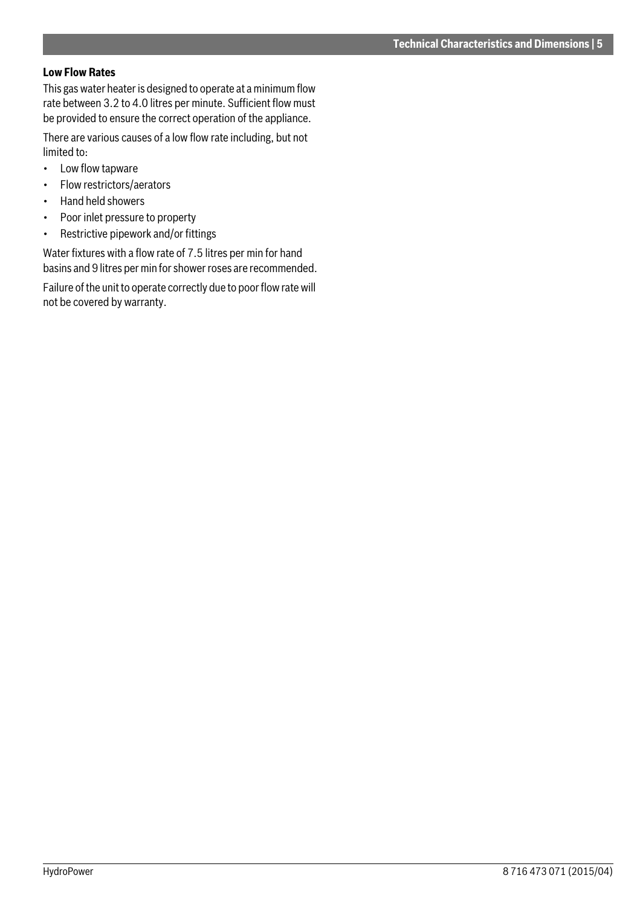### Low Flow Rates

This gas water heater is designed to operate at a minimum flow rate between 3.2 to 4.0 litres per minute. Sufficient flow must be provided to ensure the correct operation of the appliance.

There are various causes of a low flow rate including, but not limited to:

- Low flow tapware
- Flow restrictors/aerators
- Hand held showers
- Poor inlet pressure to property
- Restrictive pipework and/or fittings

Water fixtures with a flow rate of 7.5 litres per min for hand basins and 9 litres per min for shower roses are recommended.

Failure of the unit to operate correctly due to poor flow rate will not be covered by warranty.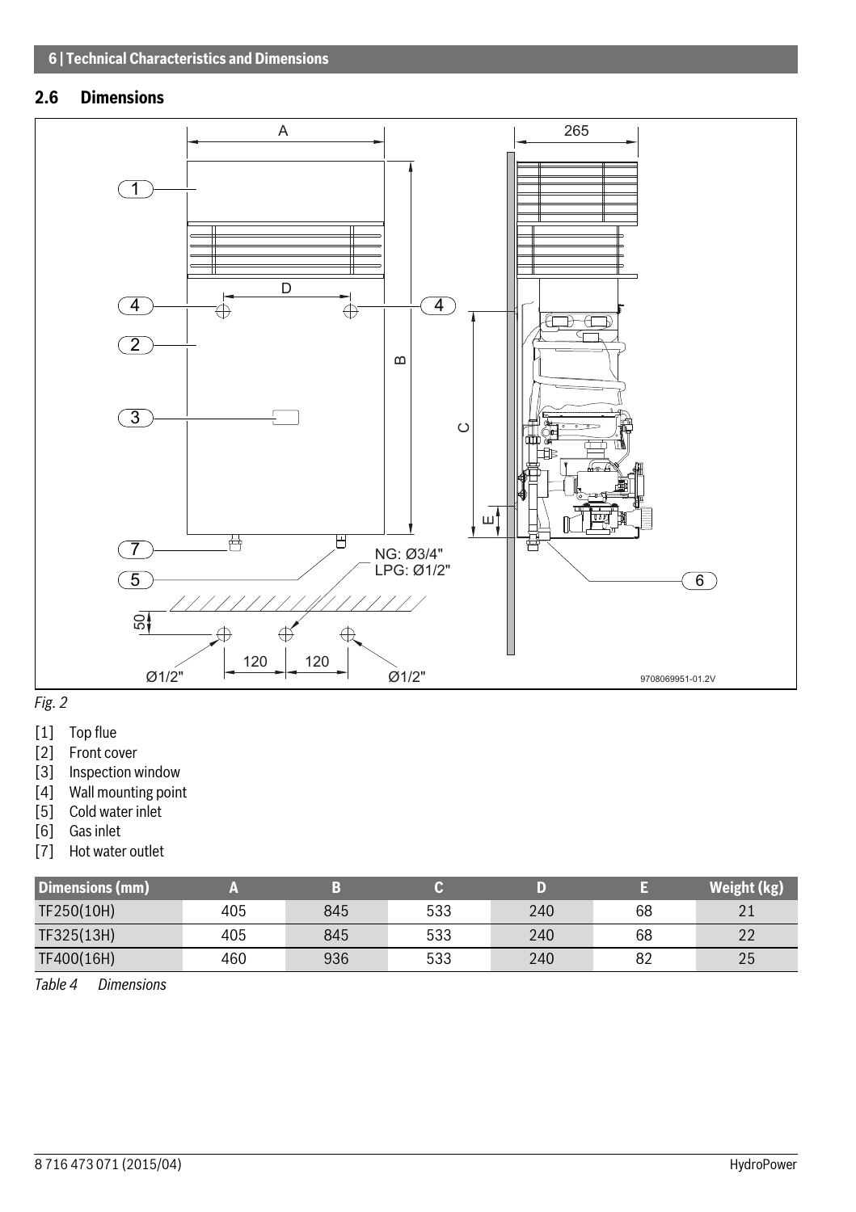## 2.6 Dimensions

*Fig. 2*

[1] Top flue
[2] Front cover
[3] Inspection window
[4] Wall mounting point
[5] Cold water inlet
[6] Gas inlet
[7] Hot water outlet

| Dimensions (mm) | A | B | C | D | E | Weight (kg) |
|---|---|---|---|---|---|---|
| TF250(10H) | 405 | 845 | 533 | 240 | 68 | 21 |
| TF325(13H) | 405 | 845 | 533 | 240 | 68 | 22 |
| TF400(16H) | 460 | 936 | 533 | 240 | 82 | 25 |

*Table 4 Dimensions*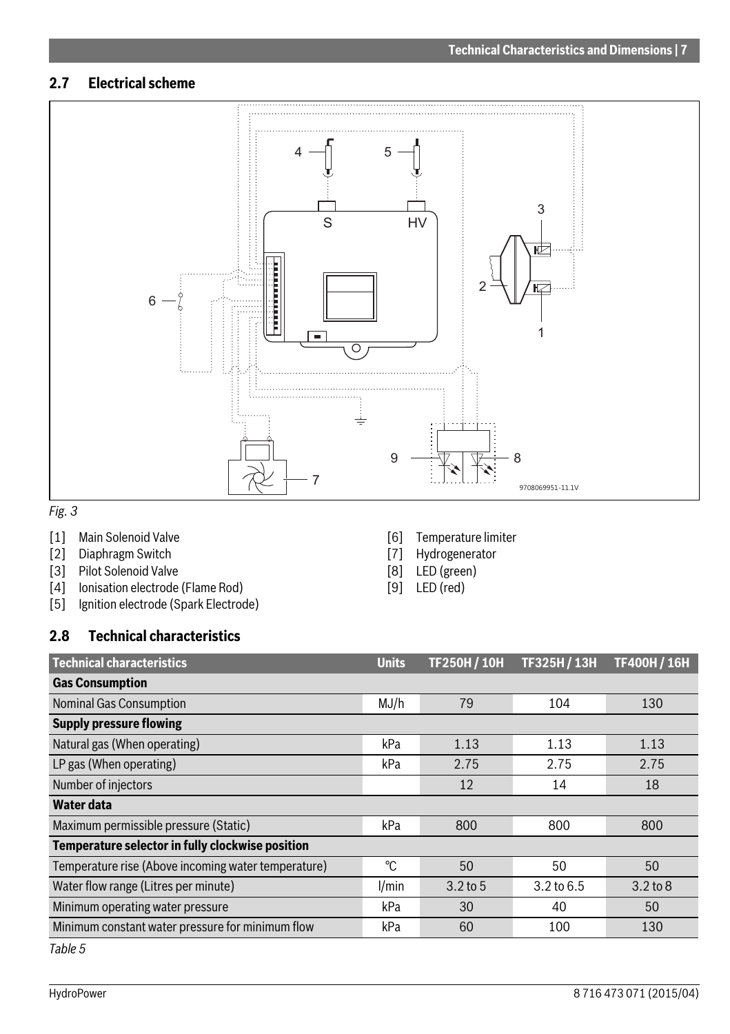## 2.7 Electrical scheme

*Fig. 3*

[1] Main Solenoid Valve
[2] Diaphragm Switch
[3] Pilot Solenoid Valve
[4] Ionisation electrode (Flame Rod)
[5] Ignition electrode (Spark Electrode)
[6] Temperature limiter
[7] Hydrogenerator
[8] LED (green)
[9] LED (red)

## 2.8 Technical characteristics

| Technical characteristics | Units | TF250H / 10H | TF325H / 13H | TF400H / 16H |
|---|---|---|---|---|
| **Gas Consumption** | | | | |
| Nominal Gas Consumption | MJ/h | 79 | 104 | 130 |
| **Supply pressure flowing** | | | | |
| Natural gas (When operating) | kPa | 1.13 | 1.13 | 1.13 |
| LP gas (When operating) | kPa | 2.75 | 2.75 | 2.75 |
| Number of injectors | | 12 | 14 | 18 |
| **Water data** | | | | |
| Maximum permissible pressure (Static) | kPa | 800 | 800 | 800 |
| **Temperature selector in fully clockwise position** | | | | |
| Temperature rise (Above incoming water temperature) | °C | 50 | 50 | 50 |
| Water flow range (Litres per minute) | l/min | 3.2 to 5 | 3.2 to 6.5 | 3.2 to 8 |
| Minimum operating water pressure | kPa | 30 | 40 | 50 |
| Minimum constant water pressure for minimum flow | kPa | 60 | 100 | 130 |

*Table 5*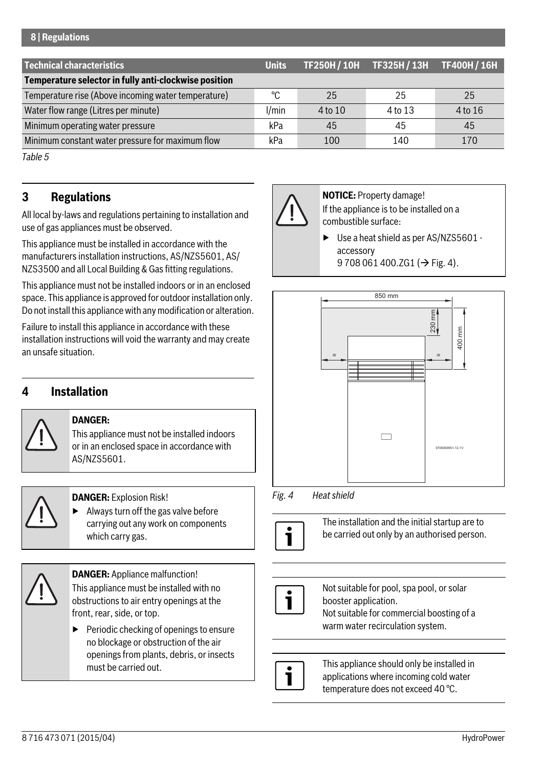| Technical characteristics | Units | TF250H / 10H | TF325H / 13H | TF400H / 16H |
|---|---|---|---|---|
| **Temperature selector in fully anti-clockwise position** | | | | |
| Temperature rise (Above incoming water temperature) | °C | 25 | 25 | 25 |
| Water flow range (Litres per minute) | l/min | 4 to 10 | 4 to 13 | 4 to 16 |
| Minimum operating water pressure | kPa | 45 | 45 | 45 |
| Minimum constant water pressure for maximum flow | kPa | 100 | 140 | 170 |

*Table 5*

## 3 Regulations

All local by-laws and regulations pertaining to installation and use of gas appliances must be observed.

This appliance must be installed in accordance with the manufacturers installation instructions, AS/NZS5601, AS/NZS3500 and all Local Building & Gas fitting regulations.

This appliance must not be installed indoors or in an enclosed space. This appliance is approved for outdoor installation only. Do not install this appliance with any modification or alteration.

Failure to install this appliance in accordance with these installation instructions will void the warranty and may create an unsafe situation.

## 4 Installation

**DANGER:**
This appliance must not be installed indoors or in an enclosed space in accordance with AS/NZS5601.

**DANGER:** Explosion Risk!

- Always turn off the gas valve before carrying out any work on components which carry gas.

**DANGER:** Appliance malfunction!
This appliance must be installed with no obstructions to air entry openings at the front, rear, side, or top.

- Periodic checking of openings to ensure no blockage or obstruction of the air openings from plants, debris, or insects must be carried out.

**NOTICE:** Property damage!
If the appliance is to be installed on a combustible surface:

- Use a heat shield as per AS/NZS5601 - accessory 9 708 061 400.ZG1 (→ Fig. 4).

*Fig. 4 Heat shield*

The installation and the initial startup are to be carried out only by an authorised person.

Not suitable for pool, spa pool, or solar booster application.
Not suitable for commercial boosting of a warm water recirculation system.

This appliance should only be installed in applications where incoming cold water temperature does not exceed 40 °C.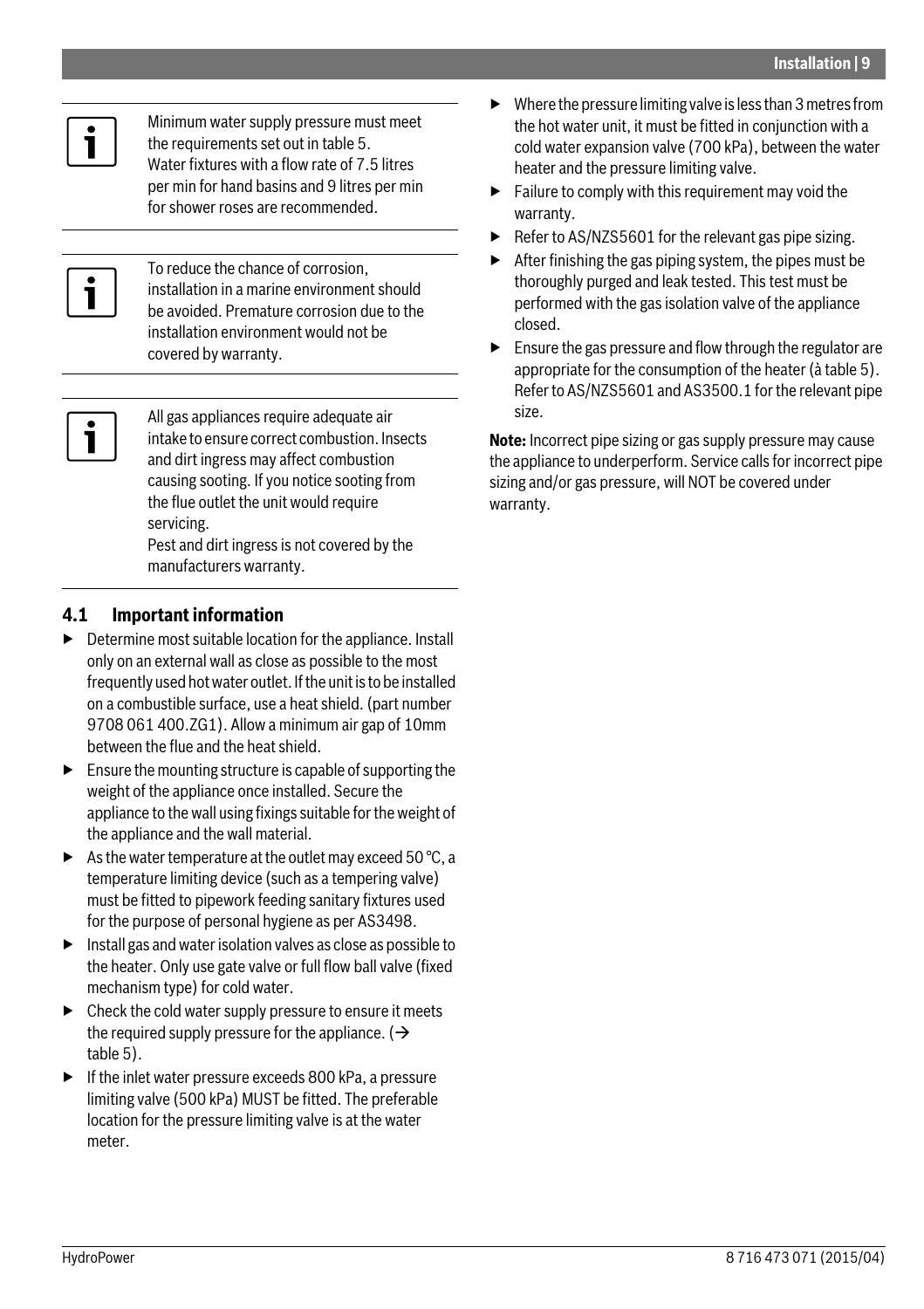Minimum water supply pressure must meet the requirements set out in table 5.
Water fixtures with a flow rate of 7.5 litres per min for hand basins and 9 litres per min for shower roses are recommended.

To reduce the chance of corrosion, installation in a marine environment should be avoided. Premature corrosion due to the installation environment would not be covered by warranty.

All gas appliances require adequate air intake to ensure correct combustion. Insects and dirt ingress may affect combustion causing sooting. If you notice sooting from the flue outlet the unit would require servicing.
Pest and dirt ingress is not covered by the manufacturers warranty.

## 4.1 Important information

- Determine most suitable location for the appliance. Install only on an external wall as close as possible to the most frequently used hot water outlet. If the unit is to be installed on a combustible surface, use a heat shield. (part number 9708 061 400.ZG1). Allow a minimum air gap of 10mm between the flue and the heat shield.
- Ensure the mounting structure is capable of supporting the weight of the appliance once installed. Secure the appliance to the wall using fixings suitable for the weight of the appliance and the wall material.
- As the water temperature at the outlet may exceed 50 °C, a temperature limiting device (such as a tempering valve) must be fitted to pipework feeding sanitary fixtures used for the purpose of personal hygiene as per AS3498.
- Install gas and water isolation valves as close as possible to the heater. Only use gate valve or full flow ball valve (fixed mechanism type) for cold water.
- Check the cold water supply pressure to ensure it meets the required supply pressure for the appliance. (→ table 5).
- If the inlet water pressure exceeds 800 kPa, a pressure limiting valve (500 kPa) MUST be fitted. The preferable location for the pressure limiting valve is at the water meter.
- Where the pressure limiting valve is less than 3 metres from the hot water unit, it must be fitted in conjunction with a cold water expansion valve (700 kPa), between the water heater and the pressure limiting valve.
- Failure to comply with this requirement may void the warranty.
- Refer to AS/NZS5601 for the relevant gas pipe sizing.
- After finishing the gas piping system, the pipes must be thoroughly purged and leak tested. This test must be performed with the gas isolation valve of the appliance closed.
- Ensure the gas pressure and flow through the regulator are appropriate for the consumption of the heater (à table 5). Refer to AS/NZS5601 and AS3500.1 for the relevant pipe size.

**Note:** Incorrect pipe sizing or gas supply pressure may cause the appliance to underperform. Service calls for incorrect pipe sizing and/or gas pressure, will NOT be covered under warranty.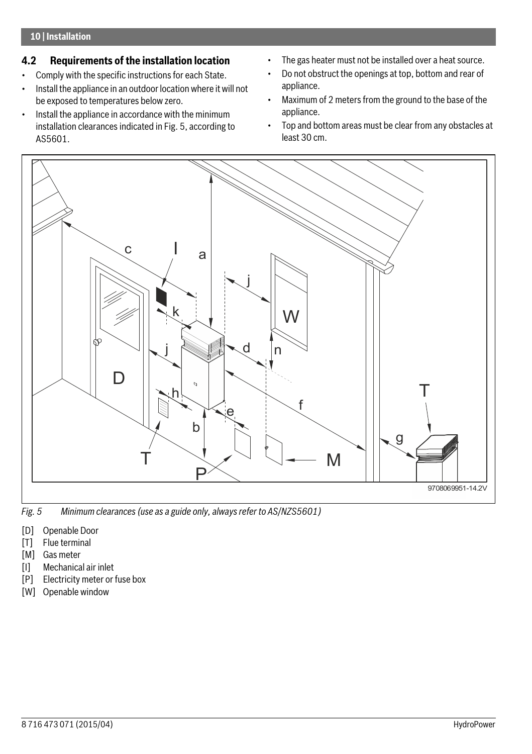## 4.2 Requirements of the installation location

- Comply with the specific instructions for each State.
- Install the appliance in an outdoor location where it will not be exposed to temperatures below zero.
- Install the appliance in accordance with the minimum installation clearances indicated in Fig. 5, according to AS5601.
- The gas heater must not be installed over a heat source.
- Do not obstruct the openings at top, bottom and rear of appliance.
- Maximum of 2 meters from the ground to the base of the appliance.
- Top and bottom areas must be clear from any obstacles at least 30 cm.

*Fig. 5 Minimum clearances (use as a guide only, always refer to AS/NZS5601)*

[D] Openable Door
[T] Flue terminal
[M] Gas meter
[I] Mechanical air inlet
[P] Electricity meter or fuse box
[W] Openable window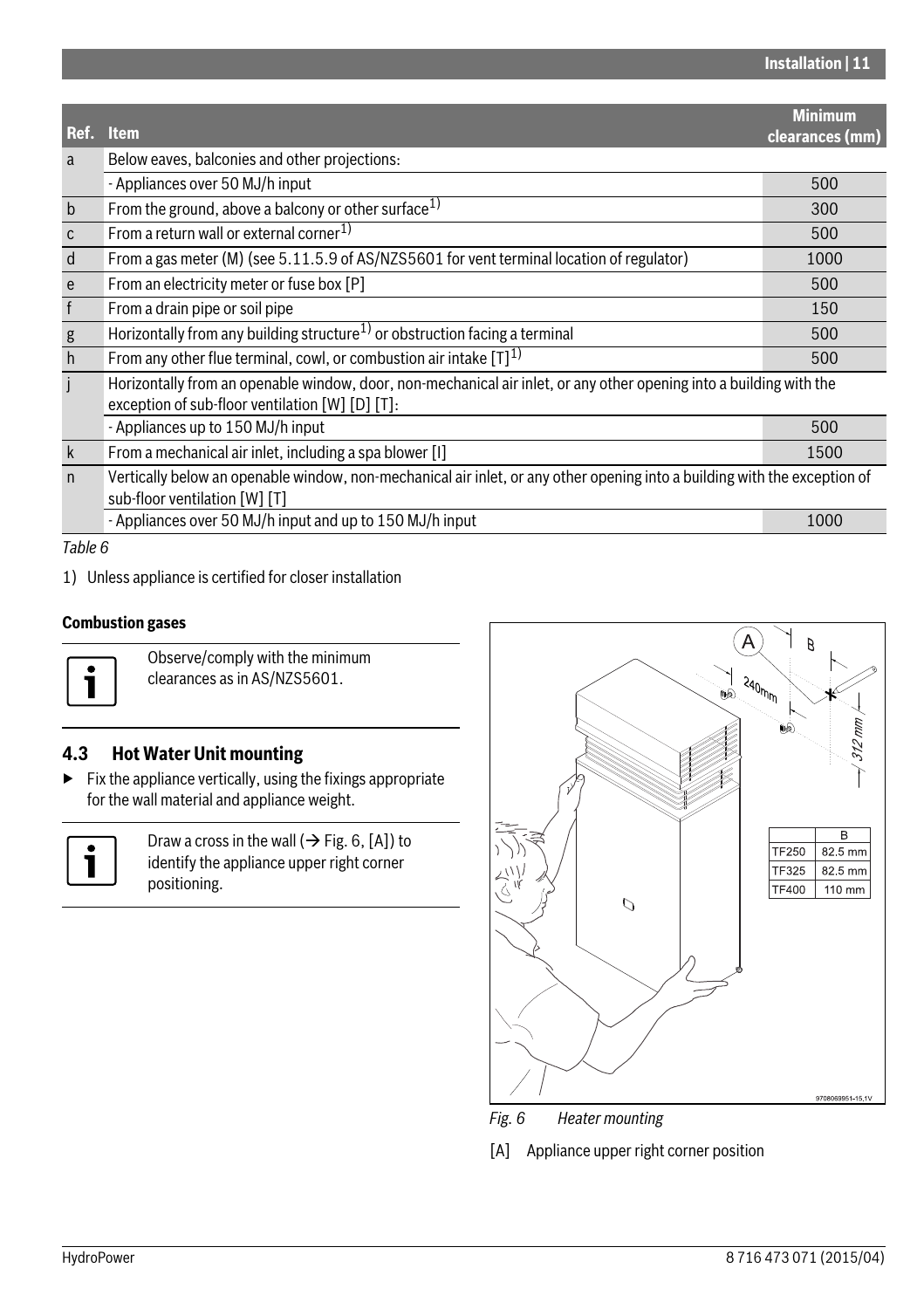| Ref. | Item | Minimum clearances (mm) |
|---|---|---|
| a | Below eaves, balconies and other projections: | |
| | - Appliances over 50 MJ/h input | 500 |
| b | From the ground, above a balcony or other surface[1)] | 300 |
| c | From a return wall or external corner[1)] | 500 |
| d | From a gas meter (M) (see 5.11.5.9 of AS/NZS5601 for vent terminal location of regulator) | 1000 |
| e | From an electricity meter or fuse box [P] | 500 |
| f | From a drain pipe or soil pipe | 150 |
| g | Horizontally from any building structure[1)] or obstruction facing a terminal | 500 |
| h | From any other flue terminal, cowl, or combustion air intake [T][1)] | 500 |
| j | Horizontally from an openable window, door, non-mechanical air inlet, or any other opening into a building with the exception of sub-floor ventilation [W] [D] [T]: | |
| | - Appliances up to 150 MJ/h input | 500 |
| k | From a mechanical air inlet, including a spa blower [I] | 1500 |
| n | Vertically below an openable window, non-mechanical air inlet, or any other opening into a building with the exception of sub-floor ventilation [W] [T] | |
| | - Appliances over 50 MJ/h input and up to 150 MJ/h input | 1000 |

*Table 6*

1) Unless appliance is certified for closer installation

**Combustion gases**

Observe/comply with the minimum clearances as in AS/NZS5601.

## 4.3 Hot Water Unit mounting

- Fix the appliance vertically, using the fixings appropriate for the wall material and appliance weight.

Draw a cross in the wall (→ Fig. 6, [A]) to identify the appliance upper right corner positioning.

| | B |
|---|---|
| TF250 | 82.5 mm |
| TF325 | 82.5 mm |
| TF400 | 110 mm |

*Fig. 6 Heater mounting*

[A] Appliance upper right corner position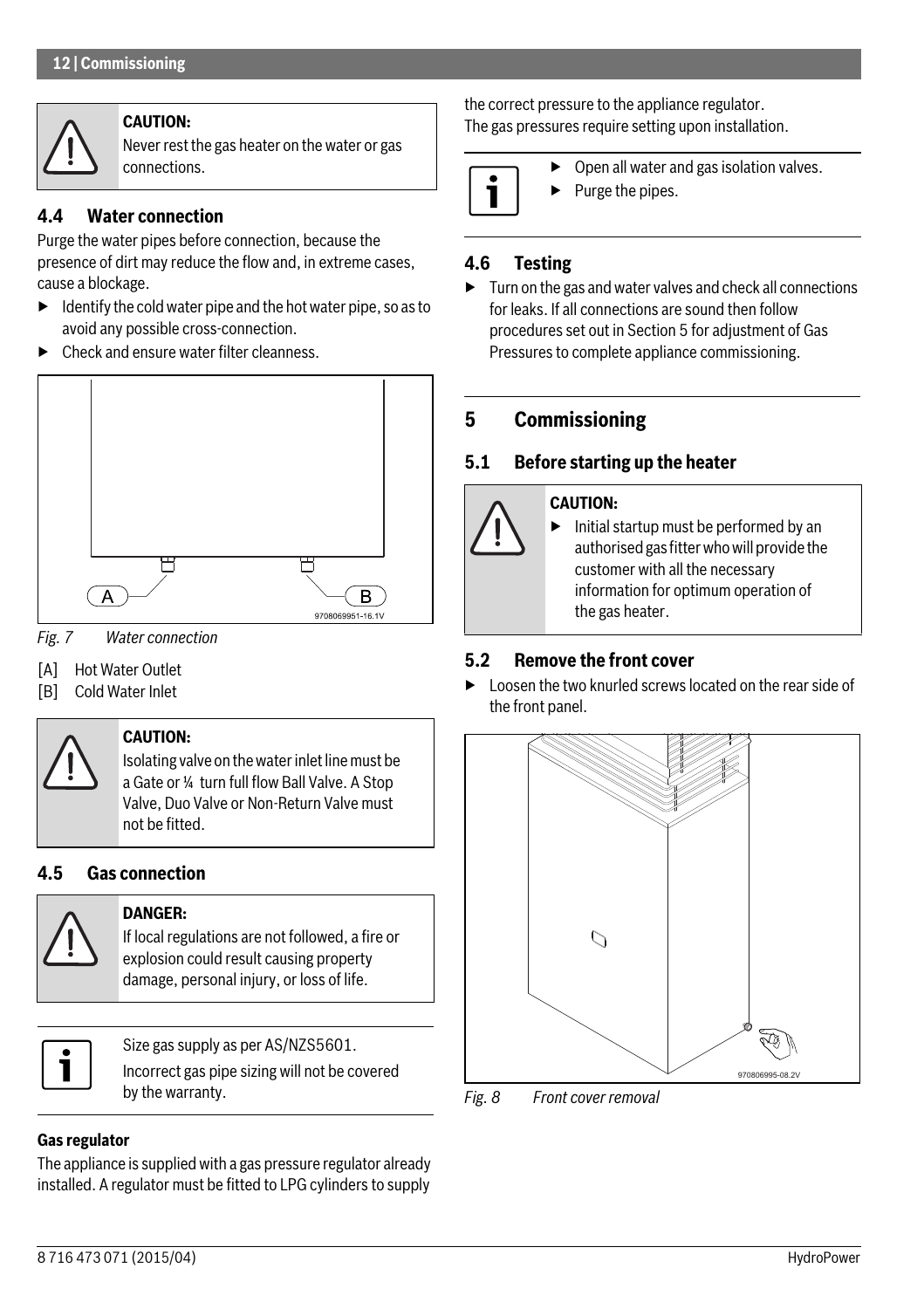**CAUTION:**
Never rest the gas heater on the water or gas connections.

### 4.4 Water connection

Purge the water pipes before connection, because the presence of dirt may reduce the flow and, in extreme cases, cause a blockage.

- Identify the cold water pipe and the hot water pipe, so as to avoid any possible cross-connection.
- Check and ensure water filter cleanness.

*Fig. 7 Water connection*

[A] Hot Water Outlet
[B] Cold Water Inlet

**CAUTION:**
Isolating valve on the water inlet line must be a Gate or ¼ turn full flow Ball Valve. A Stop Valve, Duo Valve or Non-Return Valve must not be fitted.

### 4.5 Gas connection

**DANGER:**
If local regulations are not followed, a fire or explosion could result causing property damage, personal injury, or loss of life.

Size gas supply as per AS/NZS5601.
Incorrect gas pipe sizing will not be covered by the warranty.

**Gas regulator**

The appliance is supplied with a gas pressure regulator already installed. A regulator must be fitted to LPG cylinders to supply the correct pressure to the appliance regulator.
The gas pressures require setting upon installation.

- Open all water and gas isolation valves.
- Purge the pipes.

### 4.6 Testing

- Turn on the gas and water valves and check all connections for leaks. If all connections are sound then follow procedures set out in Section 5 for adjustment of Gas Pressures to complete appliance commissioning.

## 5 Commissioning

### 5.1 Before starting up the heater

**CAUTION:**
- Initial startup must be performed by an authorised gas fitter who will provide the customer with all the necessary information for optimum operation of the gas heater.

### 5.2 Remove the front cover

- Loosen the two knurled screws located on the rear side of the front panel.

*Fig. 8 Front cover removal*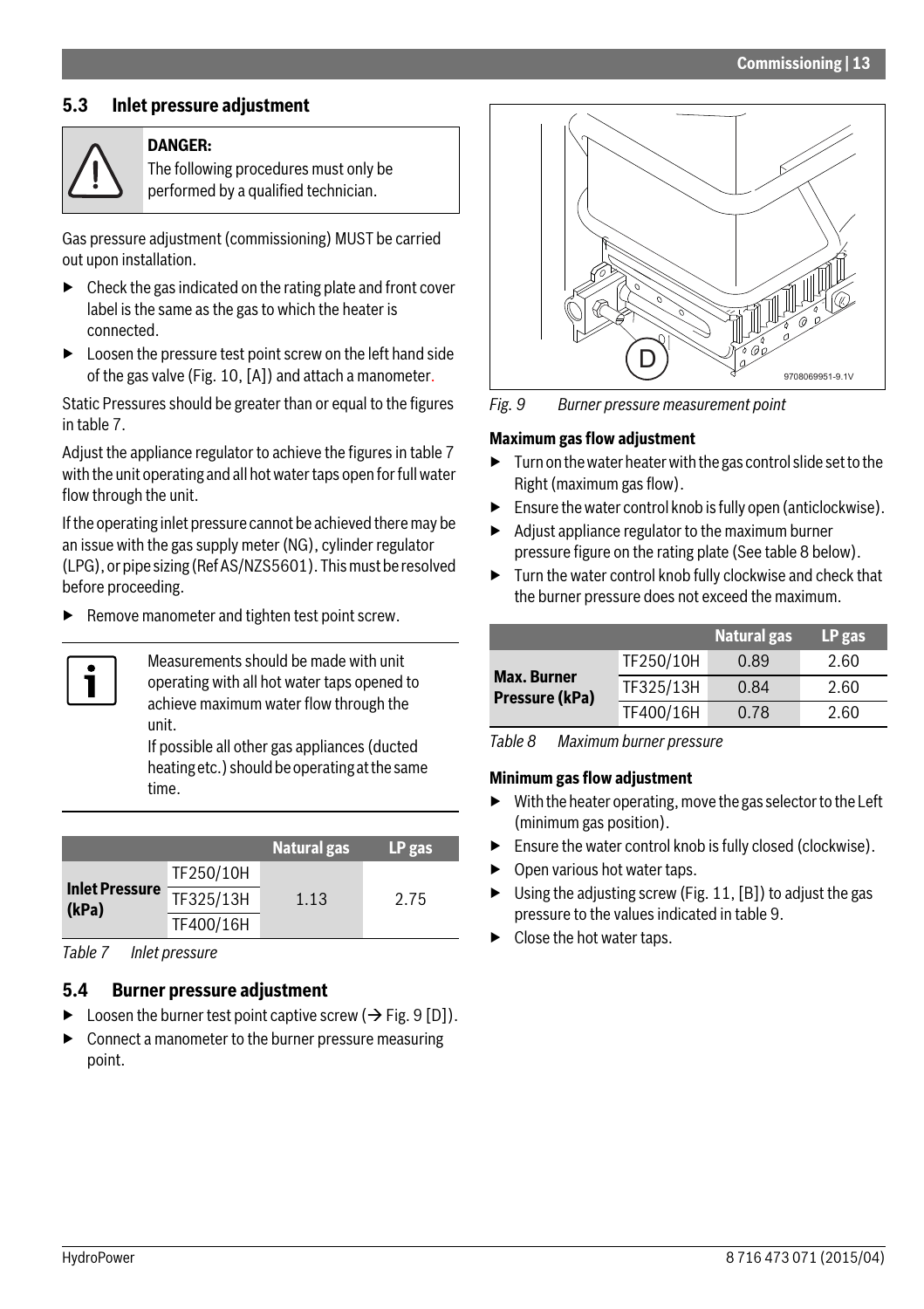## 5.3 Inlet pressure adjustment

**DANGER:**
The following procedures must only be performed by a qualified technician.

Gas pressure adjustment (commissioning) MUST be carried out upon installation.

- Check the gas indicated on the rating plate and front cover label is the same as the gas to which the heater is connected.
- Loosen the pressure test point screw on the left hand side of the gas valve (Fig. 10, [A]) and attach a manometer.

Static Pressures should be greater than or equal to the figures in table 7.

Adjust the appliance regulator to achieve the figures in table 7 with the unit operating and all hot water taps open for full water flow through the unit.

If the operating inlet pressure cannot be achieved there may be an issue with the gas supply meter (NG), cylinder regulator (LPG), or pipe sizing (Ref AS/NZS5601). This must be resolved before proceeding.

- Remove manometer and tighten test point screw.

Measurements should be made with unit operating with all hot water taps opened to achieve maximum water flow through the unit.
If possible all other gas appliances (ducted heating etc.) should be operating at the same time.

| | | Natural gas | LP gas |
|---|---|---|---|
| Inlet Pressure (kPa) | TF250/10H | 1.13 | 2.75 |
| | TF325/13H | | |
| | TF400/16H | | |

*Table 7 Inlet pressure*

## 5.4 Burner pressure adjustment

- Loosen the burner test point captive screw (→ Fig. 9 [D]).
- Connect a manometer to the burner pressure measuring point.

*Fig. 9 Burner pressure measurement point*

**Maximum gas flow adjustment**

- Turn on the water heater with the gas control slide set to the Right (maximum gas flow).
- Ensure the water control knob is fully open (anticlockwise).
- Adjust appliance regulator to the maximum burner pressure figure on the rating plate (See table 8 below).
- Turn the water control knob fully clockwise and check that the burner pressure does not exceed the maximum.

| | | Natural gas | LP gas |
|---|---|---|---|
| Max. Burner Pressure (kPa) | TF250/10H | 0.89 | 2.60 |
| | TF325/13H | 0.84 | 2.60 |
| | TF400/16H | 0.78 | 2.60 |

*Table 8 Maximum burner pressure*

**Minimum gas flow adjustment**

- With the heater operating, move the gas selector to the Left (minimum gas position).
- Ensure the water control knob is fully closed (clockwise).
- Open various hot water taps.
- Using the adjusting screw (Fig. 11, [B]) to adjust the gas pressure to the values indicated in table 9.
- Close the hot water taps.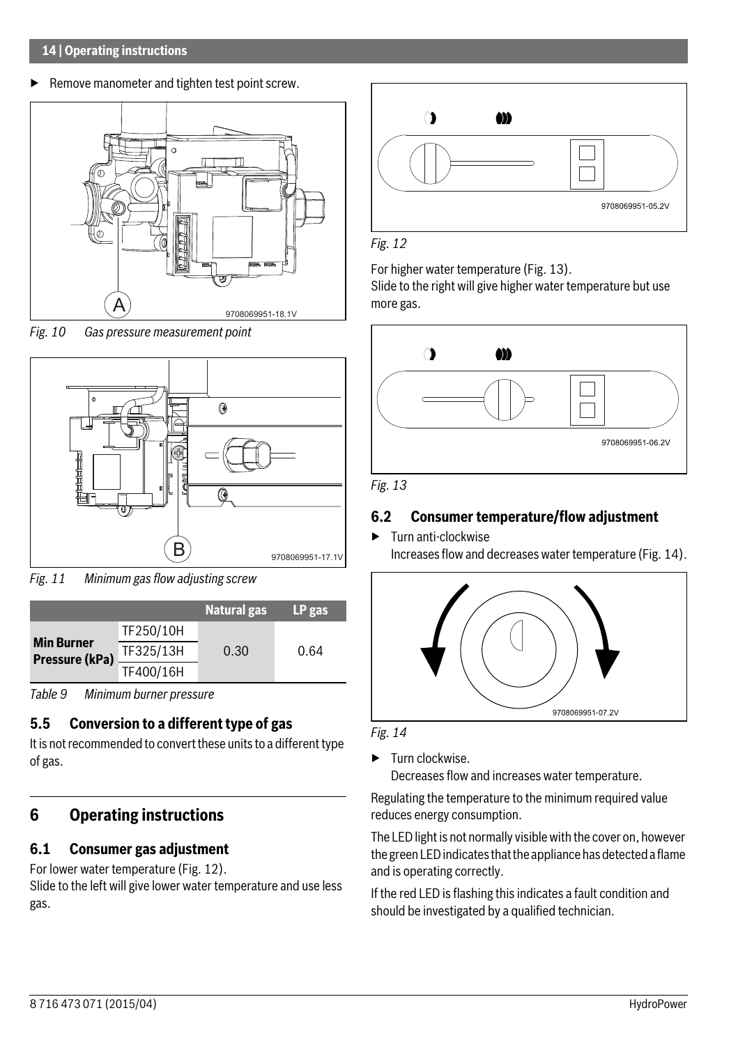- Remove manometer and tighten test point screw.

A

9708069951-18.1V

*Fig. 10 Gas pressure measurement point*

B

9708069951-17.1V

*Fig. 11 Minimum gas flow adjusting screw*

| | | Natural gas | LP gas |
|---|---|---|---|
| **Min Burner Pressure (kPa)** | TF250/10H | 0.30 | 0.64 |
| | TF325/13H | | |
| | TF400/16H | | |

*Table 9 Minimum burner pressure*

### 5.5 Conversion to a different type of gas

It is not recommended to convert these units to a different type of gas.

## 6 Operating instructions

### 6.1 Consumer gas adjustment

For lower water temperature (Fig. 12).
Slide to the left will give lower water temperature and use less gas.

9708069951-05.2V

*Fig. 12*

For higher water temperature (Fig. 13).
Slide to the right will give higher water temperature but use more gas.

9708069951-06.2V

*Fig. 13*

### 6.2 Consumer temperature/flow adjustment

- Turn anti-clockwise
  Increases flow and decreases water temperature (Fig. 14).

9708069951-07.2V

*Fig. 14*

- Turn clockwise.
  Decreases flow and increases water temperature.

Regulating the temperature to the minimum required value reduces energy consumption.

The LED light is not normally visible with the cover on, however the green LED indicates that the appliance has detected a flame and is operating correctly.

If the red LED is flashing this indicates a fault condition and should be investigated by a qualified technician.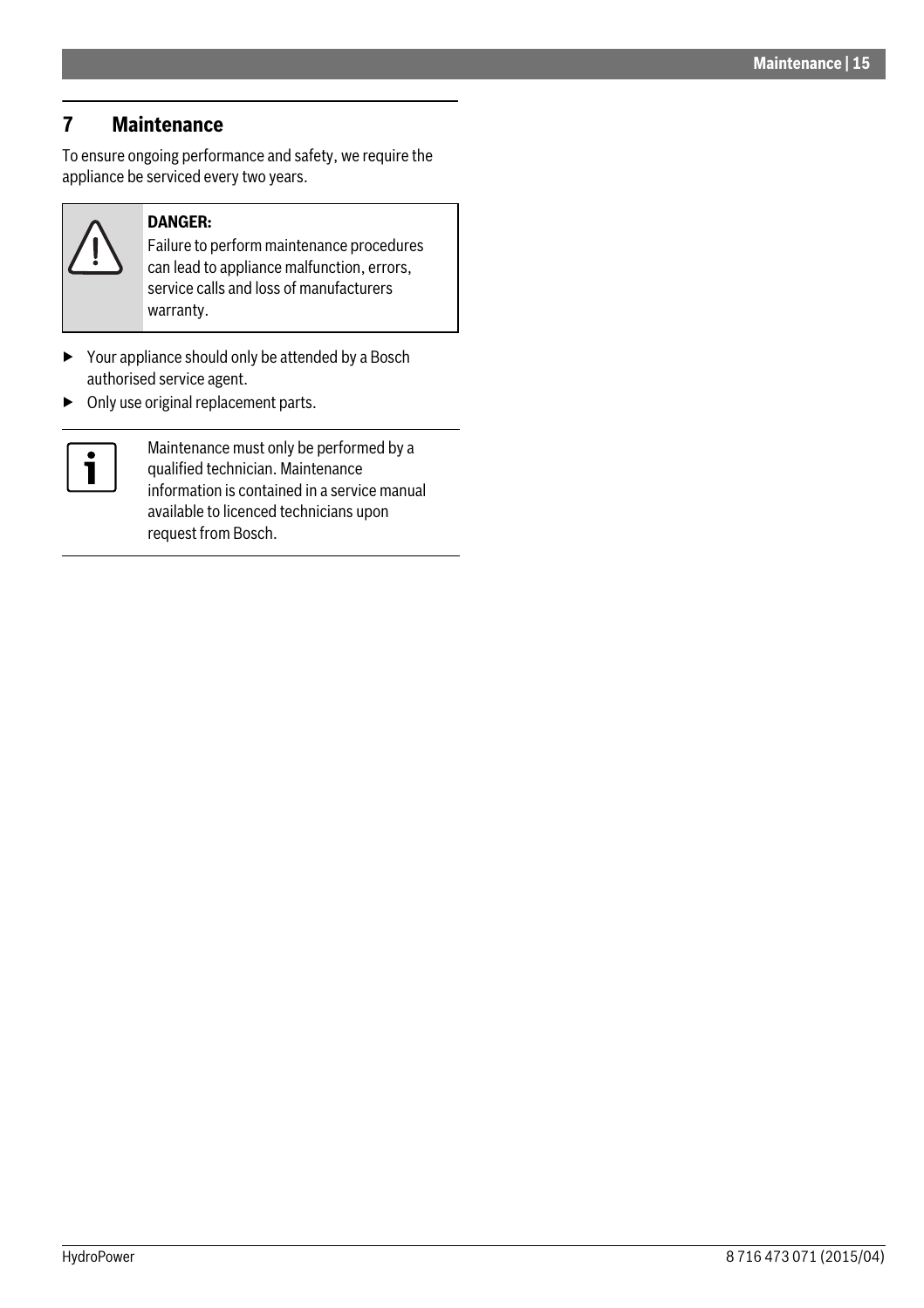# 7 Maintenance

To ensure ongoing performance and safety, we require the appliance be serviced every two years.

> **DANGER:**
> Failure to perform maintenance procedures can lead to appliance malfunction, errors, service calls and loss of manufacturers warranty.

- Your appliance should only be attended by a Bosch authorised service agent.
- Only use original replacement parts.

> Maintenance must only be performed by a qualified technician. Maintenance information is contained in a service manual available to licenced technicians upon request from Bosch.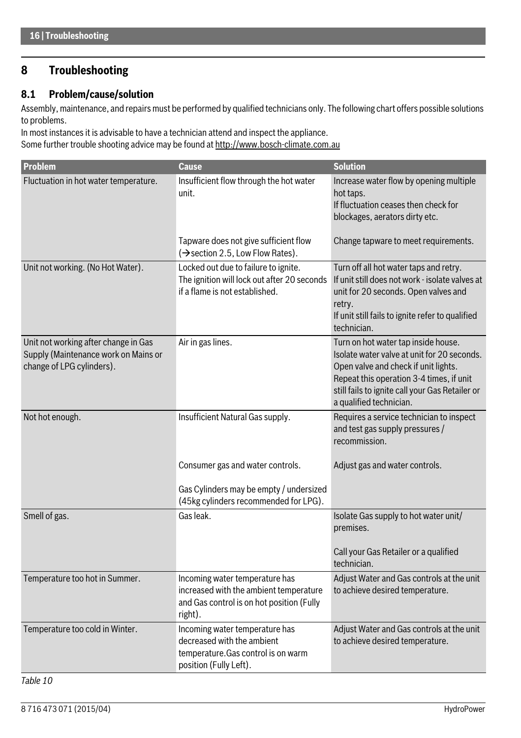# 8 Troubleshooting

## 8.1 Problem/cause/solution

Assembly, maintenance, and repairs must be performed by qualified technicians only. The following chart offers possible solutions to problems.

In most instances it is advisable to have a technician attend and inspect the appliance.

Some further trouble shooting advice may be found at http://www.bosch-climate.com.au

| Problem | Cause | Solution |
|---|---|---|
| Fluctuation in hot water temperature. | Insufficient flow through the hot water unit. | Increase water flow by opening multiple hot taps.<br>If fluctuation ceases then check for blockages, aerators dirty etc. |
| | Tapware does not give sufficient flow (→section 2.5, Low Flow Rates). | Change tapware to meet requirements. |
| Unit not working. (No Hot Water). | Locked out due to failure to ignite. The ignition will lock out after 20 seconds if a flame is not established. | Turn off all hot water taps and retry.<br>If unit still does not work - isolate valves at unit for 20 seconds. Open valves and retry.<br>If unit still fails to ignite refer to qualified technician. |
| Unit not working after change in Gas Supply (Maintenance work on Mains or change of LPG cylinders). | Air in gas lines. | Turn on hot water tap inside house. Isolate water valve at unit for 20 seconds. Open valve and check if unit lights. Repeat this operation 3-4 times, if unit still fails to ignite call your Gas Retailer or a qualified technician. |
| Not hot enough. | Insufficient Natural Gas supply. | Requires a service technician to inspect and test gas supply pressures / recommission. |
| | Consumer gas and water controls. | Adjust gas and water controls. |
| | Gas Cylinders may be empty / undersized (45kg cylinders recommended for LPG). | |
| Smell of gas. | Gas leak. | Isolate Gas supply to hot water unit/ premises.<br><br>Call your Gas Retailer or a qualified technician. |
| Temperature too hot in Summer. | Incoming water temperature has increased with the ambient temperature and Gas control is on hot position (Fully right). | Adjust Water and Gas controls at the unit to achieve desired temperature. |
| Temperature too cold in Winter. | Incoming water temperature has decreased with the ambient temperature.Gas control is on warm position (Fully Left). | Adjust Water and Gas controls at the unit to achieve desired temperature. |

*Table 10*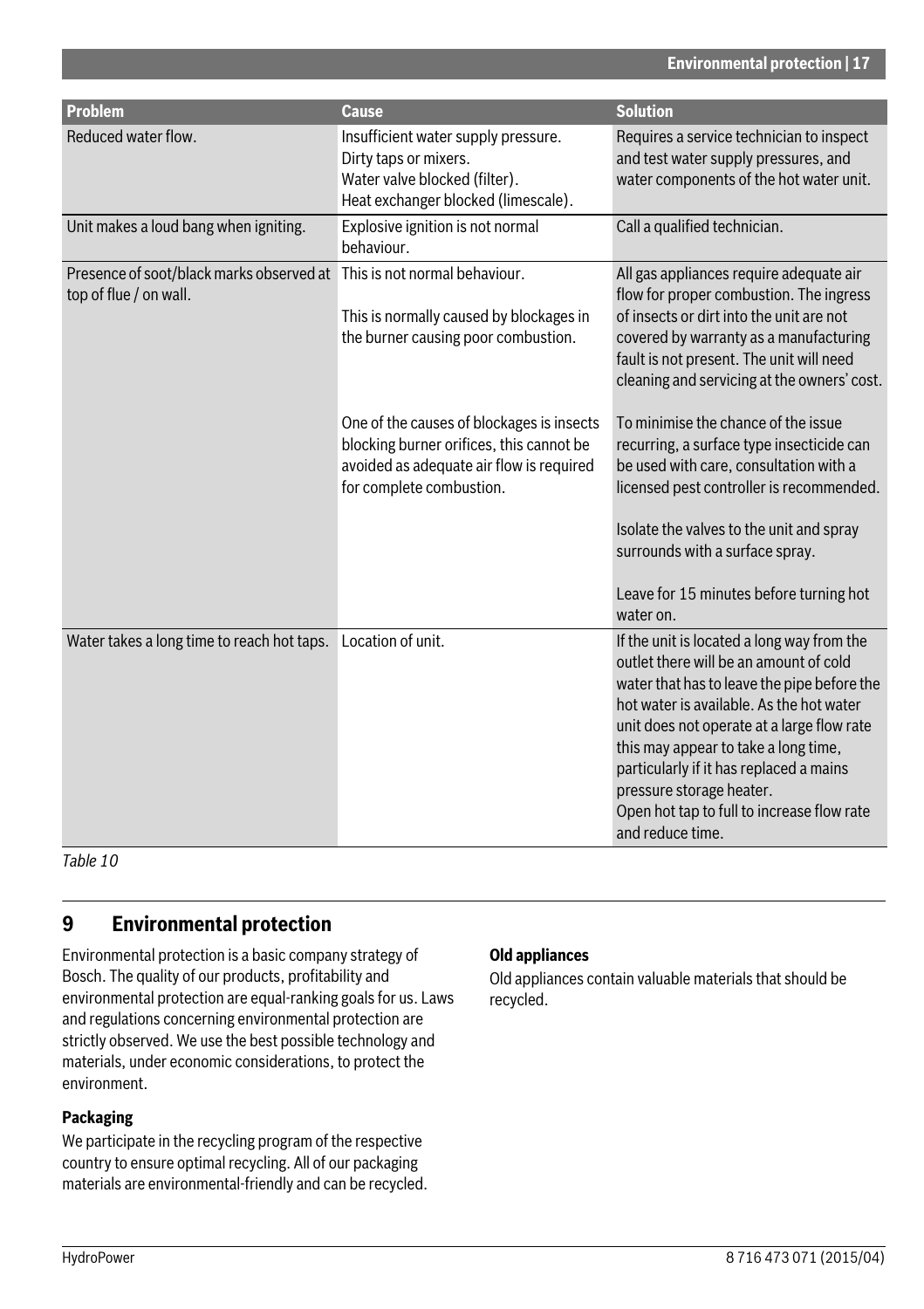| Problem | Cause | Solution |
|---|---|---|
| Reduced water flow. | Insufficient water supply pressure.<br>Dirty taps or mixers.<br>Water valve blocked (filter).<br>Heat exchanger blocked (limescale). | Requires a service technician to inspect and test water supply pressures, and water components of the hot water unit. |
| Unit makes a loud bang when igniting. | Explosive ignition is not normal behaviour. | Call a qualified technician. |
| Presence of soot/black marks observed at top of flue / on wall. | This is not normal behaviour.<br><br>This is normally caused by blockages in the burner causing poor combustion.<br><br>One of the causes of blockages is insects blocking burner orifices, this cannot be avoided as adequate air flow is required for complete combustion. | All gas appliances require adequate air flow for proper combustion. The ingress of insects or dirt into the unit are not covered by warranty as a manufacturing fault is not present. The unit will need cleaning and servicing at the owners' cost.<br><br>To minimise the chance of the issue recurring, a surface type insecticide can be used with care, consultation with a licensed pest controller is recommended.<br><br>Isolate the valves to the unit and spray surrounds with a surface spray.<br><br>Leave for 15 minutes before turning hot water on. |
| Water takes a long time to reach hot taps. | Location of unit. | If the unit is located a long way from the outlet there will be an amount of cold water that has to leave the pipe before the hot water is available. As the hot water unit does not operate at a large flow rate this may appear to take a long time, particularly if it has replaced a mains pressure storage heater.<br>Open hot tap to full to increase flow rate and reduce time. |

*Table 10*

## 9 Environmental protection

Environmental protection is a basic company strategy of Bosch. The quality of our products, profitability and environmental protection are equal-ranking goals for us. Laws and regulations concerning environmental protection are strictly observed. We use the best possible technology and materials, under economic considerations, to protect the environment.

**Packaging**

We participate in the recycling program of the respective country to ensure optimal recycling. All of our packaging materials are environmental-friendly and can be recycled.

**Old appliances**

Old appliances contain valuable materials that should be recycled.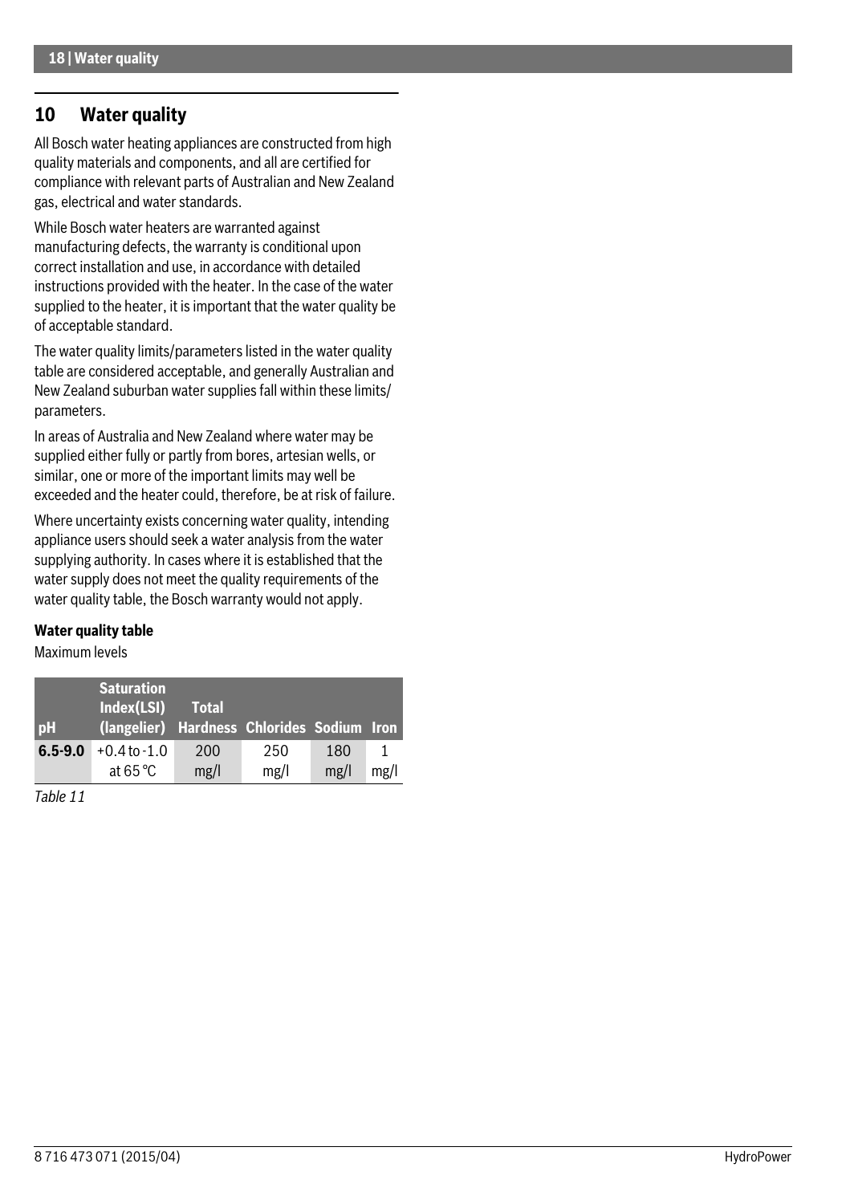## 10 Water quality

All Bosch water heating appliances are constructed from high quality materials and components, and all are certified for compliance with relevant parts of Australian and New Zealand gas, electrical and water standards.

While Bosch water heaters are warranted against manufacturing defects, the warranty is conditional upon correct installation and use, in accordance with detailed instructions provided with the heater. In the case of the water supplied to the heater, it is important that the water quality be of acceptable standard.

The water quality limits/parameters listed in the water quality table are considered acceptable, and generally Australian and New Zealand suburban water supplies fall within these limits/ parameters.

In areas of Australia and New Zealand where water may be supplied either fully or partly from bores, artesian wells, or similar, one or more of the important limits may well be exceeded and the heater could, therefore, be at risk of failure.

Where uncertainty exists concerning water quality, intending appliance users should seek a water analysis from the water supplying authority. In cases where it is established that the water supply does not meet the quality requirements of the water quality table, the Bosch warranty would not apply.

**Water quality table**

Maximum levels

| pH | Saturation Index(LSI) (langelier) | Total Hardness | Chlorides | Sodium | Iron |
|---|---|---|---|---|---|
| **6.5-9.0** | +0.4 to -1.0 at 65 °C | 200 mg/l | 250 mg/l | 180 mg/l | 1 mg/l |

*Table 11*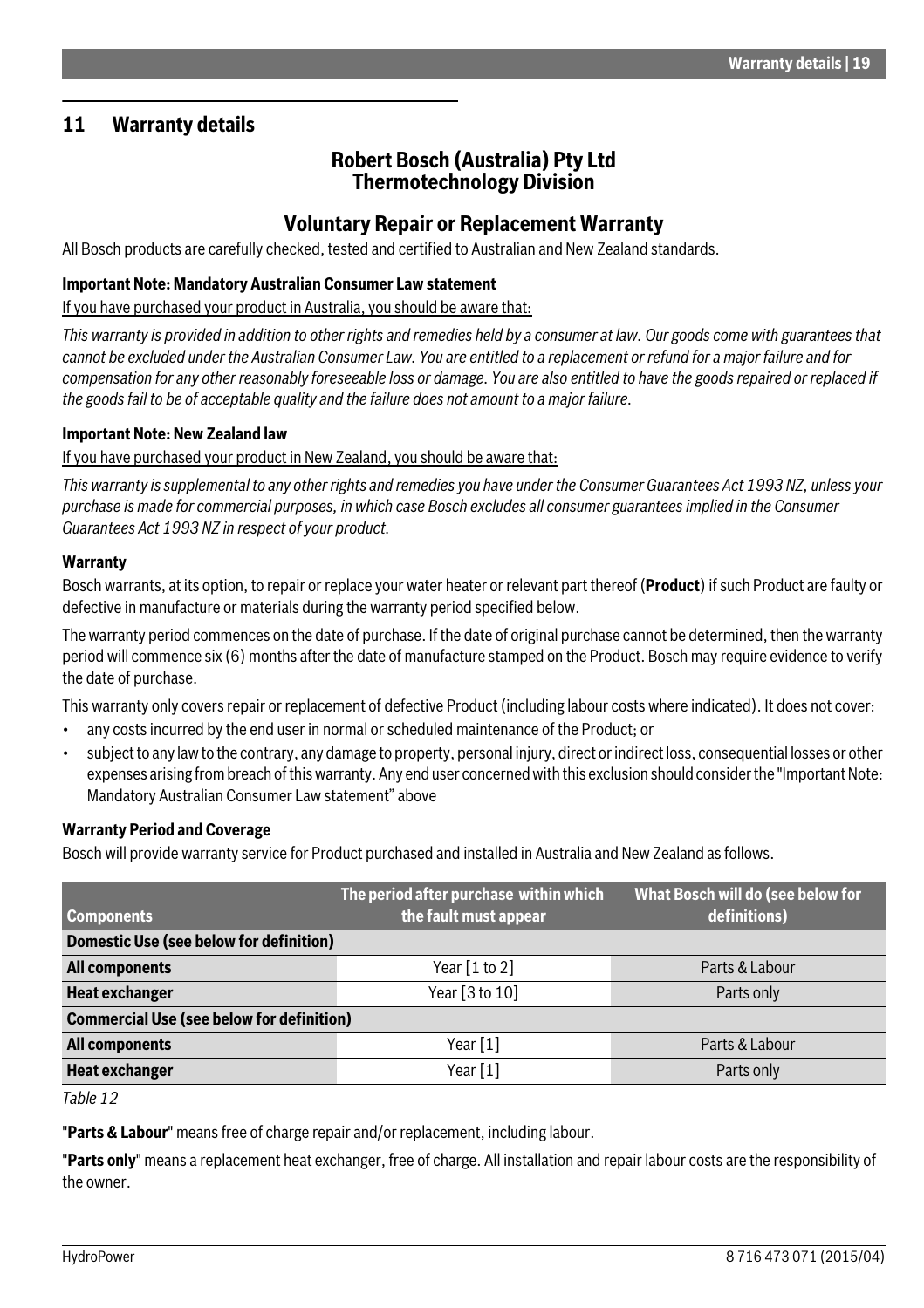## 11 Warranty details

### Robert Bosch (Australia) Pty Ltd
### Thermotechnology Division

### Voluntary Repair or Replacement Warranty

All Bosch products are carefully checked, tested and certified to Australian and New Zealand standards.

**Important Note: Mandatory Australian Consumer Law statement**

If you have purchased your product in Australia, you should be aware that:

*This warranty is provided in addition to other rights and remedies held by a consumer at law. Our goods come with guarantees that cannot be excluded under the Australian Consumer Law. You are entitled to a replacement or refund for a major failure and for compensation for any other reasonably foreseeable loss or damage. You are also entitled to have the goods repaired or replaced if the goods fail to be of acceptable quality and the failure does not amount to a major failure.*

**Important Note: New Zealand law**

If you have purchased your product in New Zealand, you should be aware that:

*This warranty is supplemental to any other rights and remedies you have under the Consumer Guarantees Act 1993 NZ, unless your purchase is made for commercial purposes, in which case Bosch excludes all consumer guarantees implied in the Consumer Guarantees Act 1993 NZ in respect of your product.*

**Warranty**

Bosch warrants, at its option, to repair or replace your water heater or relevant part thereof (**Product**) if such Product are faulty or defective in manufacture or materials during the warranty period specified below.

The warranty period commences on the date of purchase. If the date of original purchase cannot be determined, then the warranty period will commence six (6) months after the date of manufacture stamped on the Product. Bosch may require evidence to verify the date of purchase.

This warranty only covers repair or replacement of defective Product (including labour costs where indicated). It does not cover:

- any costs incurred by the end user in normal or scheduled maintenance of the Product; or
- subject to any law to the contrary, any damage to property, personal injury, direct or indirect loss, consequential losses or other expenses arising from breach of this warranty. Any end user concerned with this exclusion should consider the "Important Note: Mandatory Australian Consumer Law statement" above

**Warranty Period and Coverage**

Bosch will provide warranty service for Product purchased and installed in Australia and New Zealand as follows.

| Components | The period after purchase within which the fault must appear | What Bosch will do (see below for definitions) |
|---|---|---|
| **Domestic Use (see below for definition)** | | |
| **All components** | Year [1 to 2] | Parts & Labour |
| **Heat exchanger** | Year [3 to 10] | Parts only |
| **Commercial Use (see below for definition)** | | |
| **All components** | Year [1] | Parts & Labour |
| **Heat exchanger** | Year [1] | Parts only |

*Table 12*

"**Parts & Labour**" means free of charge repair and/or replacement, including labour.

"**Parts only**" means a replacement heat exchanger, free of charge. All installation and repair labour costs are the responsibility of the owner.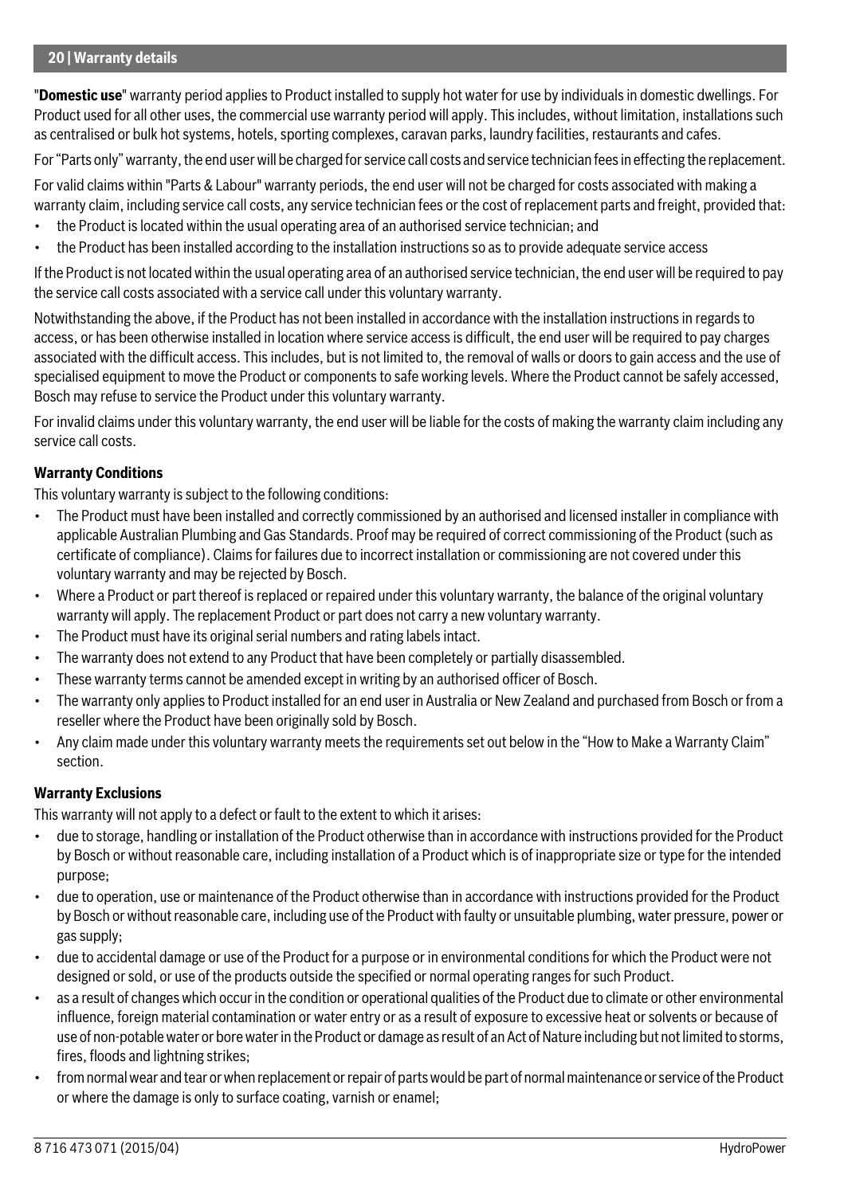"**Domestic use**" warranty period applies to Product installed to supply hot water for use by individuals in domestic dwellings. For Product used for all other uses, the commercial use warranty period will apply. This includes, without limitation, installations such as centralised or bulk hot systems, hotels, sporting complexes, caravan parks, laundry facilities, restaurants and cafes.

For "Parts only" warranty, the end user will be charged for service call costs and service technician fees in effecting the replacement.

For valid claims within "Parts & Labour" warranty periods, the end user will not be charged for costs associated with making a warranty claim, including service call costs, any service technician fees or the cost of replacement parts and freight, provided that:

- the Product is located within the usual operating area of an authorised service technician; and
- the Product has been installed according to the installation instructions so as to provide adequate service access

If the Product is not located within the usual operating area of an authorised service technician, the end user will be required to pay the service call costs associated with a service call under this voluntary warranty.

Notwithstanding the above, if the Product has not been installed in accordance with the installation instructions in regards to access, or has been otherwise installed in location where service access is difficult, the end user will be required to pay charges associated with the difficult access. This includes, but is not limited to, the removal of walls or doors to gain access and the use of specialised equipment to move the Product or components to safe working levels. Where the Product cannot be safely accessed, Bosch may refuse to service the Product under this voluntary warranty.

For invalid claims under this voluntary warranty, the end user will be liable for the costs of making the warranty claim including any service call costs.

**Warranty Conditions**

This voluntary warranty is subject to the following conditions:

- The Product must have been installed and correctly commissioned by an authorised and licensed installer in compliance with applicable Australian Plumbing and Gas Standards. Proof may be required of correct commissioning of the Product (such as certificate of compliance). Claims for failures due to incorrect installation or commissioning are not covered under this voluntary warranty and may be rejected by Bosch.
- Where a Product or part thereof is replaced or repaired under this voluntary warranty, the balance of the original voluntary warranty will apply. The replacement Product or part does not carry a new voluntary warranty.
- The Product must have its original serial numbers and rating labels intact.
- The warranty does not extend to any Product that have been completely or partially disassembled.
- These warranty terms cannot be amended except in writing by an authorised officer of Bosch.
- The warranty only applies to Product installed for an end user in Australia or New Zealand and purchased from Bosch or from a reseller where the Product have been originally sold by Bosch.
- Any claim made under this voluntary warranty meets the requirements set out below in the "How to Make a Warranty Claim" section.

**Warranty Exclusions**

This warranty will not apply to a defect or fault to the extent to which it arises:

- due to storage, handling or installation of the Product otherwise than in accordance with instructions provided for the Product by Bosch or without reasonable care, including installation of a Product which is of inappropriate size or type for the intended purpose;
- due to operation, use or maintenance of the Product otherwise than in accordance with instructions provided for the Product by Bosch or without reasonable care, including use of the Product with faulty or unsuitable plumbing, water pressure, power or gas supply;
- due to accidental damage or use of the Product for a purpose or in environmental conditions for which the Product were not designed or sold, or use of the products outside the specified or normal operating ranges for such Product.
- as a result of changes which occur in the condition or operational qualities of the Product due to climate or other environmental influence, foreign material contamination or water entry or as a result of exposure to excessive heat or solvents or because of use of non-potable water or bore water in the Product or damage as result of an Act of Nature including but not limited to storms, fires, floods and lightning strikes;
- from normal wear and tear or when replacement or repair of parts would be part of normal maintenance or service of the Product or where the damage is only to surface coating, varnish or enamel;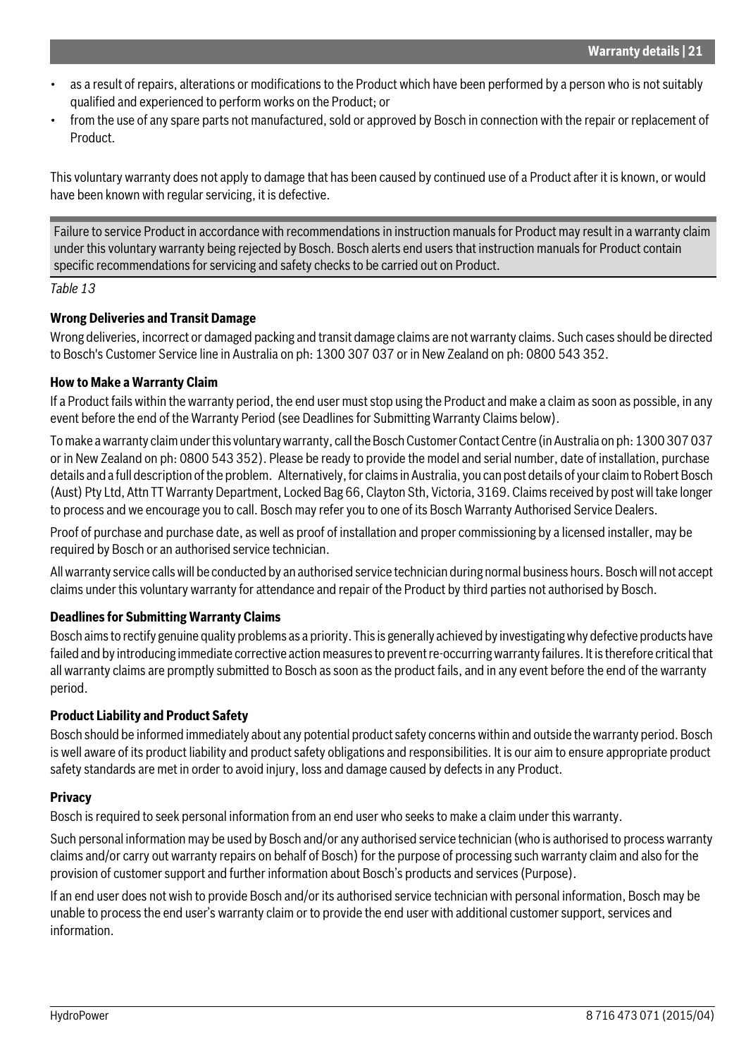- as a result of repairs, alterations or modifications to the Product which have been performed by a person who is not suitably qualified and experienced to perform works on the Product; or
- from the use of any spare parts not manufactured, sold or approved by Bosch in connection with the repair or replacement of Product.

This voluntary warranty does not apply to damage that has been caused by continued use of a Product after it is known, or would have been known with regular servicing, it is defective.

| Failure to service Product in accordance with recommendations in instruction manuals for Product may result in a warranty claim under this voluntary warranty being rejected by Bosch. Bosch alerts end users that instruction manuals for Product contain specific recommendations for servicing and safety checks to be carried out on Product. |
|---|

*Table 13*

**Wrong Deliveries and Transit Damage**

Wrong deliveries, incorrect or damaged packing and transit damage claims are not warranty claims. Such cases should be directed to Bosch's Customer Service line in Australia on ph: 1300 307 037 or in New Zealand on ph: 0800 543 352.

**How to Make a Warranty Claim**

If a Product fails within the warranty period, the end user must stop using the Product and make a claim as soon as possible, in any event before the end of the Warranty Period (see Deadlines for Submitting Warranty Claims below).

To make a warranty claim under this voluntary warranty, call the Bosch Customer Contact Centre (in Australia on ph: 1300 307 037 or in New Zealand on ph: 0800 543 352). Please be ready to provide the model and serial number, date of installation, purchase details and a full description of the problem. Alternatively, for claims in Australia, you can post details of your claim to Robert Bosch (Aust) Pty Ltd, Attn TT Warranty Department, Locked Bag 66, Clayton Sth, Victoria, 3169. Claims received by post will take longer to process and we encourage you to call. Bosch may refer you to one of its Bosch Warranty Authorised Service Dealers.

Proof of purchase and purchase date, as well as proof of installation and proper commissioning by a licensed installer, may be required by Bosch or an authorised service technician.

All warranty service calls will be conducted by an authorised service technician during normal business hours. Bosch will not accept claims under this voluntary warranty for attendance and repair of the Product by third parties not authorised by Bosch.

**Deadlines for Submitting Warranty Claims**

Bosch aims to rectify genuine quality problems as a priority. This is generally achieved by investigating why defective products have failed and by introducing immediate corrective action measures to prevent re-occurring warranty failures. It is therefore critical that all warranty claims are promptly submitted to Bosch as soon as the product fails, and in any event before the end of the warranty period.

**Product Liability and Product Safety**

Bosch should be informed immediately about any potential product safety concerns within and outside the warranty period. Bosch is well aware of its product liability and product safety obligations and responsibilities. It is our aim to ensure appropriate product safety standards are met in order to avoid injury, loss and damage caused by defects in any Product.

**Privacy**

Bosch is required to seek personal information from an end user who seeks to make a claim under this warranty.

Such personal information may be used by Bosch and/or any authorised service technician (who is authorised to process warranty claims and/or carry out warranty repairs on behalf of Bosch) for the purpose of processing such warranty claim and also for the provision of customer support and further information about Bosch's products and services (Purpose).

If an end user does not wish to provide Bosch and/or its authorised service technician with personal information, Bosch may be unable to process the end user's warranty claim or to provide the end user with additional customer support, services and information.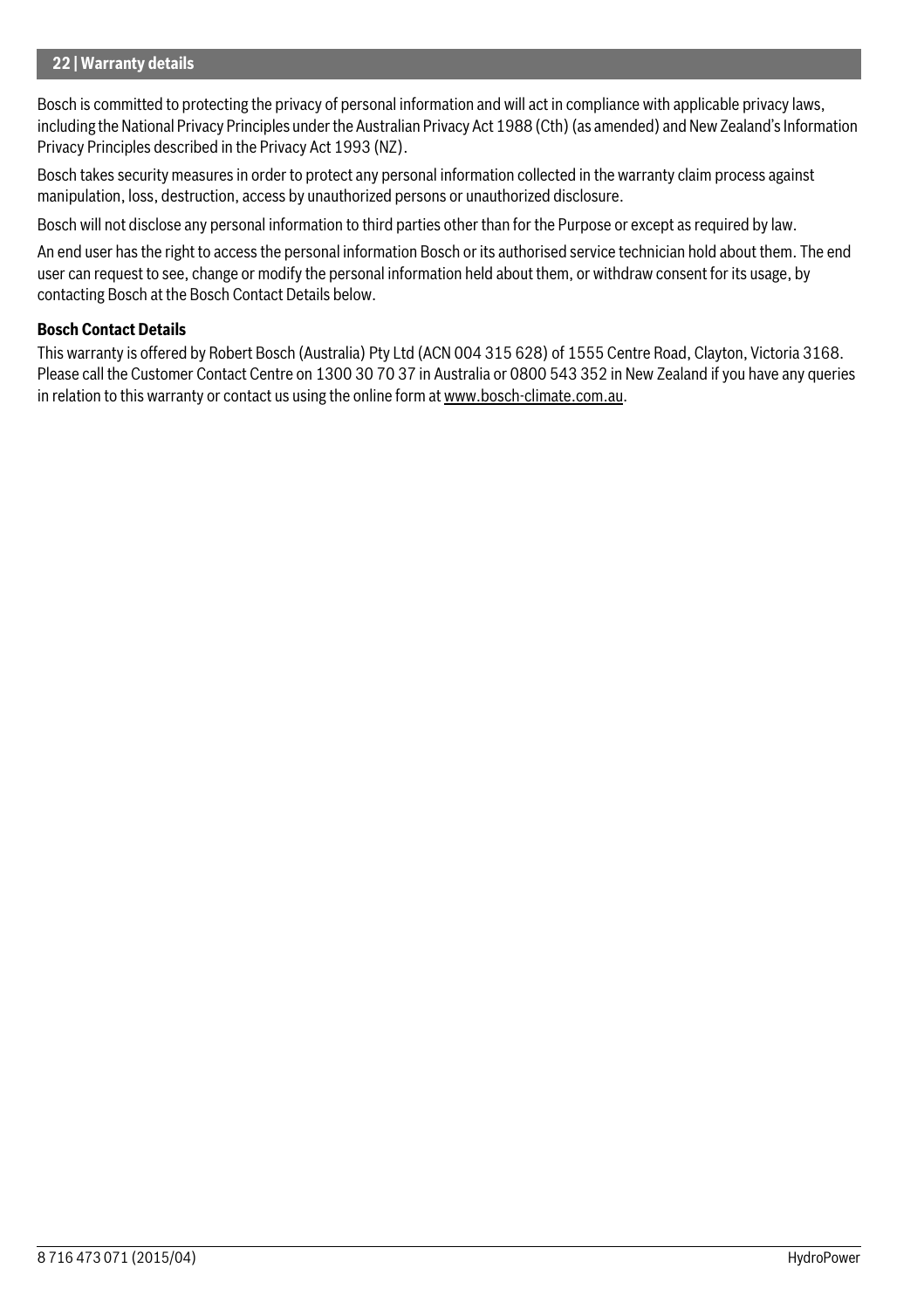Bosch is committed to protecting the privacy of personal information and will act in compliance with applicable privacy laws, including the National Privacy Principles under the Australian Privacy Act 1988 (Cth) (as amended) and New Zealand's Information Privacy Principles described in the Privacy Act 1993 (NZ).

Bosch takes security measures in order to protect any personal information collected in the warranty claim process against manipulation, loss, destruction, access by unauthorized persons or unauthorized disclosure.

Bosch will not disclose any personal information to third parties other than for the Purpose or except as required by law.

An end user has the right to access the personal information Bosch or its authorised service technician hold about them. The end user can request to see, change or modify the personal information held about them, or withdraw consent for its usage, by contacting Bosch at the Bosch Contact Details below.

**Bosch Contact Details**

This warranty is offered by Robert Bosch (Australia) Pty Ltd (ACN 004 315 628) of 1555 Centre Road, Clayton, Victoria 3168. Please call the Customer Contact Centre on 1300 30 70 37 in Australia or 0800 543 352 in New Zealand if you have any queries in relation to this warranty or contact us using the online form at www.bosch-climate.com.au.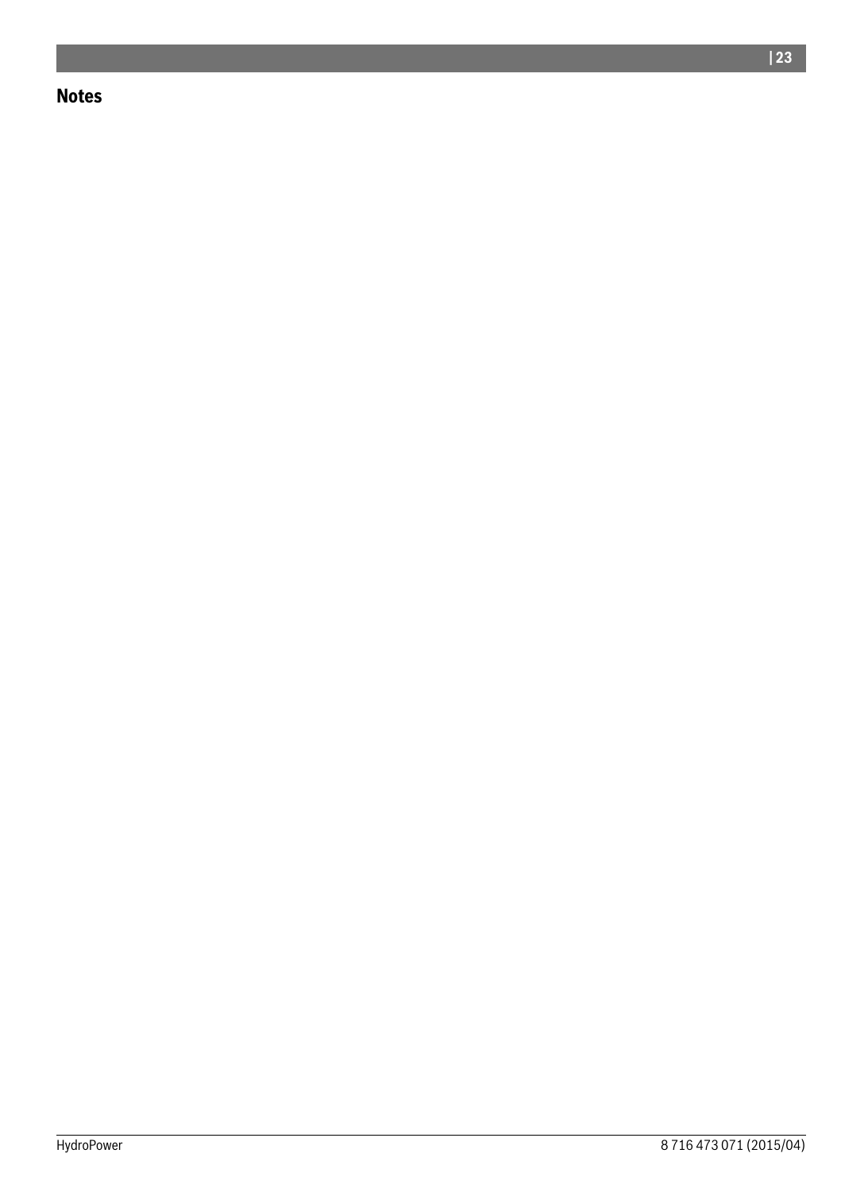## Notes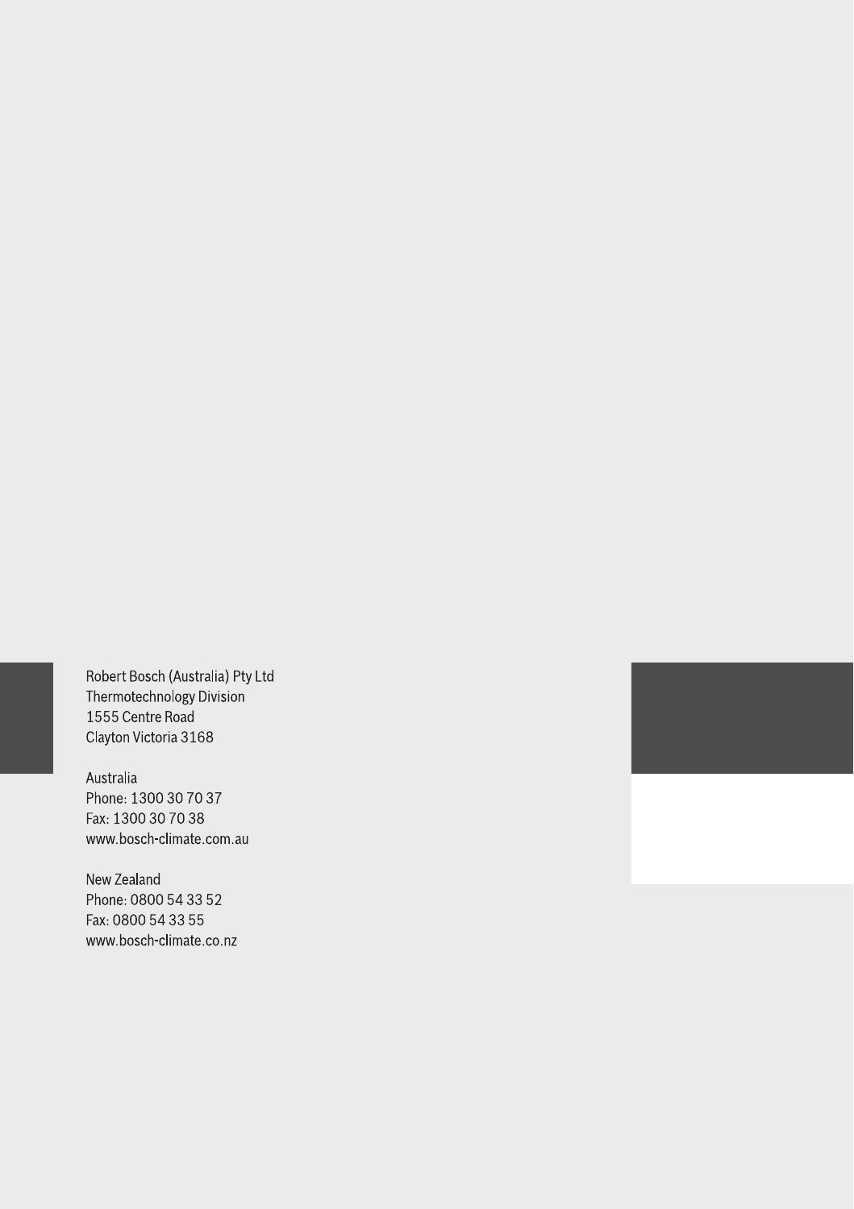Robert Bosch (Australia) Pty Ltd
Thermotechnology Division
1555 Centre Road
Clayton Victoria 3168

Australia
Phone: 1300 30 70 37
Fax: 1300 30 70 38
www.bosch-climate.com.au

New Zealand
Phone: 0800 54 33 52
Fax: 0800 54 33 55
www.bosch-climate.co.nz